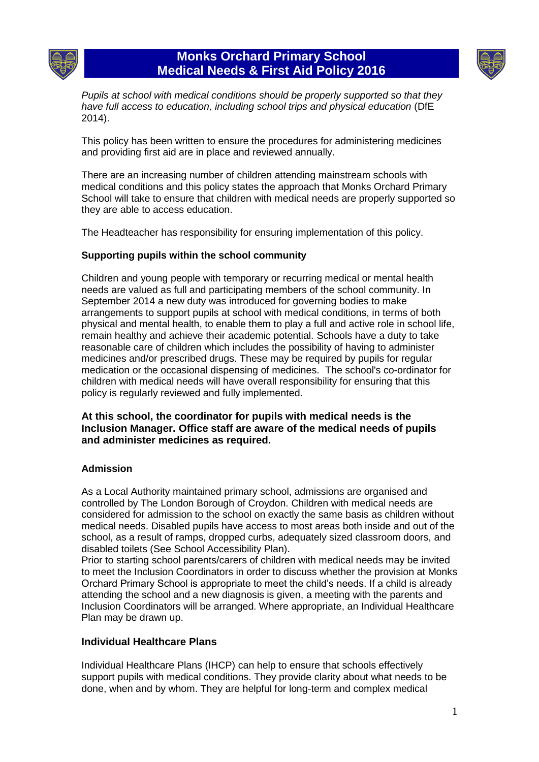# Monks Orchard Primary School
# Medical Needs & First Aid Policy 2016

*Pupils at school with medical conditions should be properly supported so that they have full access to education, including school trips and physical education* (DfE 2014).

This policy has been written to ensure the procedures for administering medicines and providing first aid are in place and reviewed annually.

There are an increasing number of children attending mainstream schools with medical conditions and this policy states the approach that Monks Orchard Primary School will take to ensure that children with medical needs are properly supported so they are able to access education.

The Headteacher has responsibility for ensuring implementation of this policy.

**Supporting pupils within the school community**

Children and young people with temporary or recurring medical or mental health needs are valued as full and participating members of the school community. In September 2014 a new duty was introduced for governing bodies to make arrangements to support pupils at school with medical conditions, in terms of both physical and mental health, to enable them to play a full and active role in school life, remain healthy and achieve their academic potential. Schools have a duty to take reasonable care of children which includes the possibility of having to administer medicines and/or prescribed drugs. These may be required by pupils for regular medication or the occasional dispensing of medicines. The school's co-ordinator for children with medical needs will have overall responsibility for ensuring that this policy is regularly reviewed and fully implemented.

**At this school, the coordinator for pupils with medical needs is the Inclusion Manager. Office staff are aware of the medical needs of pupils and administer medicines as required.**

**Admission**

As a Local Authority maintained primary school, admissions are organised and controlled by The London Borough of Croydon. Children with medical needs are considered for admission to the school on exactly the same basis as children without medical needs. Disabled pupils have access to most areas both inside and out of the school, as a result of ramps, dropped curbs, adequately sized classroom doors, and disabled toilets (See School Accessibility Plan).
Prior to starting school parents/carers of children with medical needs may be invited to meet the Inclusion Coordinators in order to discuss whether the provision at Monks Orchard Primary School is appropriate to meet the child's needs. If a child is already attending the school and a new diagnosis is given, a meeting with the parents and Inclusion Coordinators will be arranged. Where appropriate, an Individual Healthcare Plan may be drawn up.

**Individual Healthcare Plans**

Individual Healthcare Plans (IHCP) can help to ensure that schools effectively support pupils with medical conditions. They provide clarity about what needs to be done, when and by whom. They are helpful for long-term and complex medical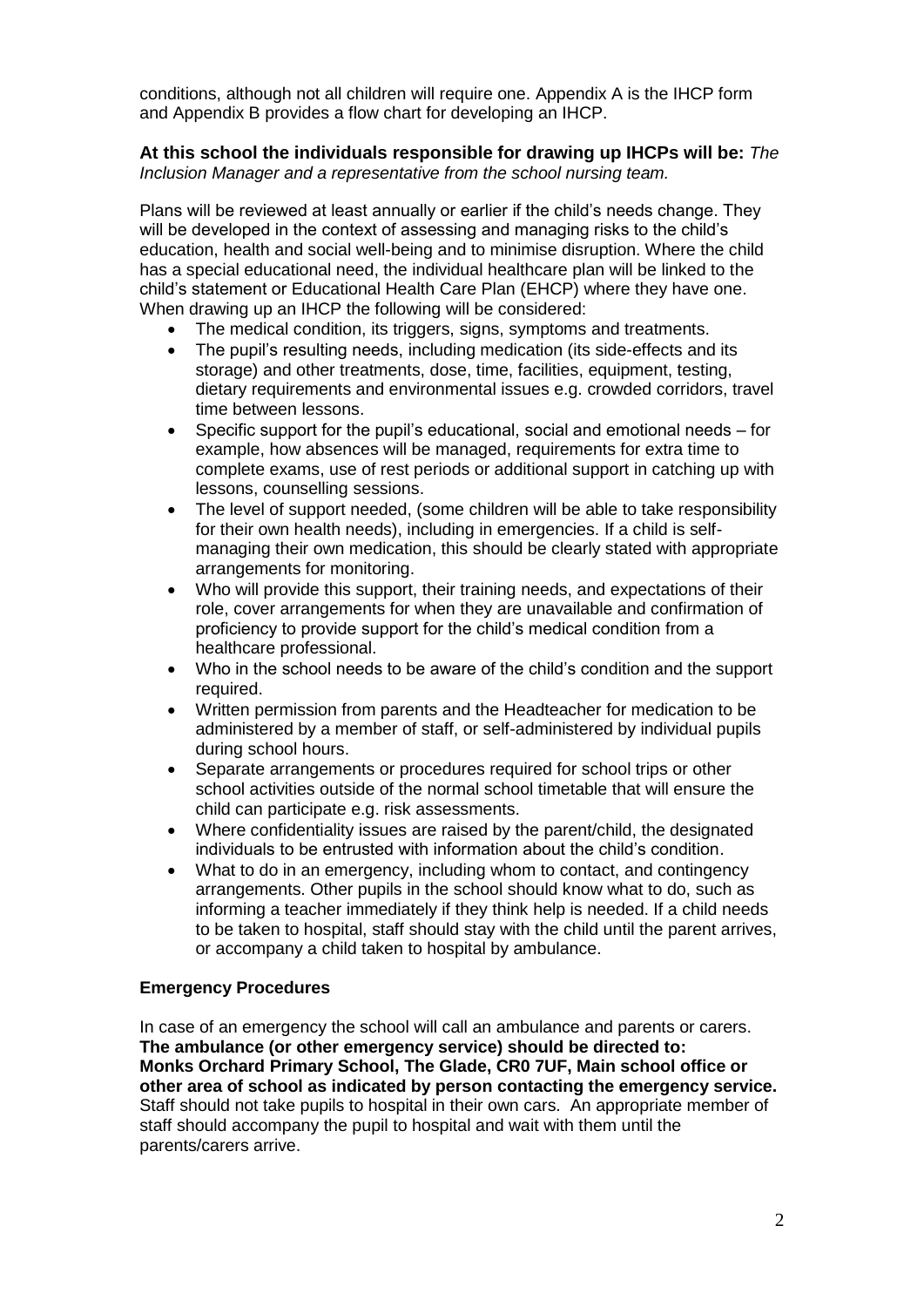conditions, although not all children will require one. Appendix A is the IHCP form and Appendix B provides a flow chart for developing an IHCP.

**At this school the individuals responsible for drawing up IHCPs will be:** *The Inclusion Manager and a representative from the school nursing team.*

Plans will be reviewed at least annually or earlier if the child's needs change. They will be developed in the context of assessing and managing risks to the child's education, health and social well-being and to minimise disruption. Where the child has a special educational need, the individual healthcare plan will be linked to the child's statement or Educational Health Care Plan (EHCP) where they have one. When drawing up an IHCP the following will be considered:

- The medical condition, its triggers, signs, symptoms and treatments.
- The pupil's resulting needs, including medication (its side-effects and its storage) and other treatments, dose, time, facilities, equipment, testing, dietary requirements and environmental issues e.g. crowded corridors, travel time between lessons.
- Specific support for the pupil's educational, social and emotional needs – for example, how absences will be managed, requirements for extra time to complete exams, use of rest periods or additional support in catching up with lessons, counselling sessions.
- The level of support needed, (some children will be able to take responsibility for their own health needs), including in emergencies. If a child is self-managing their own medication, this should be clearly stated with appropriate arrangements for monitoring.
- Who will provide this support, their training needs, and expectations of their role, cover arrangements for when they are unavailable and confirmation of proficiency to provide support for the child's medical condition from a healthcare professional.
- Who in the school needs to be aware of the child's condition and the support required.
- Written permission from parents and the Headteacher for medication to be administered by a member of staff, or self-administered by individual pupils during school hours.
- Separate arrangements or procedures required for school trips or other school activities outside of the normal school timetable that will ensure the child can participate e.g. risk assessments.
- Where confidentiality issues are raised by the parent/child, the designated individuals to be entrusted with information about the child's condition.
- What to do in an emergency, including whom to contact, and contingency arrangements. Other pupils in the school should know what to do, such as informing a teacher immediately if they think help is needed. If a child needs to be taken to hospital, staff should stay with the child until the parent arrives, or accompany a child taken to hospital by ambulance.

**Emergency Procedures**

In case of an emergency the school will call an ambulance and parents or carers. **The ambulance (or other emergency service) should be directed to: Monks Orchard Primary School, The Glade, CR0 7UF, Main school office or other area of school as indicated by person contacting the emergency service.** Staff should not take pupils to hospital in their own cars. An appropriate member of staff should accompany the pupil to hospital and wait with them until the parents/carers arrive.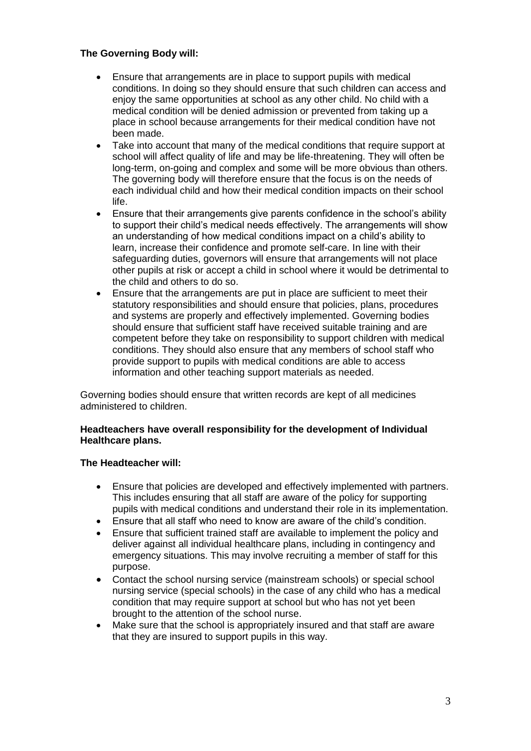**The Governing Body will:**

- Ensure that arrangements are in place to support pupils with medical conditions. In doing so they should ensure that such children can access and enjoy the same opportunities at school as any other child. No child with a medical condition will be denied admission or prevented from taking up a place in school because arrangements for their medical condition have not been made.
- Take into account that many of the medical conditions that require support at school will affect quality of life and may be life-threatening. They will often be long-term, on-going and complex and some will be more obvious than others. The governing body will therefore ensure that the focus is on the needs of each individual child and how their medical condition impacts on their school life.
- Ensure that their arrangements give parents confidence in the school's ability to support their child's medical needs effectively. The arrangements will show an understanding of how medical conditions impact on a child's ability to learn, increase their confidence and promote self-care. In line with their safeguarding duties, governors will ensure that arrangements will not place other pupils at risk or accept a child in school where it would be detrimental to the child and others to do so.
- Ensure that the arrangements are put in place are sufficient to meet their statutory responsibilities and should ensure that policies, plans, procedures and systems are properly and effectively implemented. Governing bodies should ensure that sufficient staff have received suitable training and are competent before they take on responsibility to support children with medical conditions. They should also ensure that any members of school staff who provide support to pupils with medical conditions are able to access information and other teaching support materials as needed.

Governing bodies should ensure that written records are kept of all medicines administered to children.

**Headteachers have overall responsibility for the development of Individual Healthcare plans.**

**The Headteacher will:**

- Ensure that policies are developed and effectively implemented with partners. This includes ensuring that all staff are aware of the policy for supporting pupils with medical conditions and understand their role in its implementation.
- Ensure that all staff who need to know are aware of the child's condition.
- Ensure that sufficient trained staff are available to implement the policy and deliver against all individual healthcare plans, including in contingency and emergency situations. This may involve recruiting a member of staff for this purpose.
- Contact the school nursing service (mainstream schools) or special school nursing service (special schools) in the case of any child who has a medical condition that may require support at school but who has not yet been brought to the attention of the school nurse.
- Make sure that the school is appropriately insured and that staff are aware that they are insured to support pupils in this way.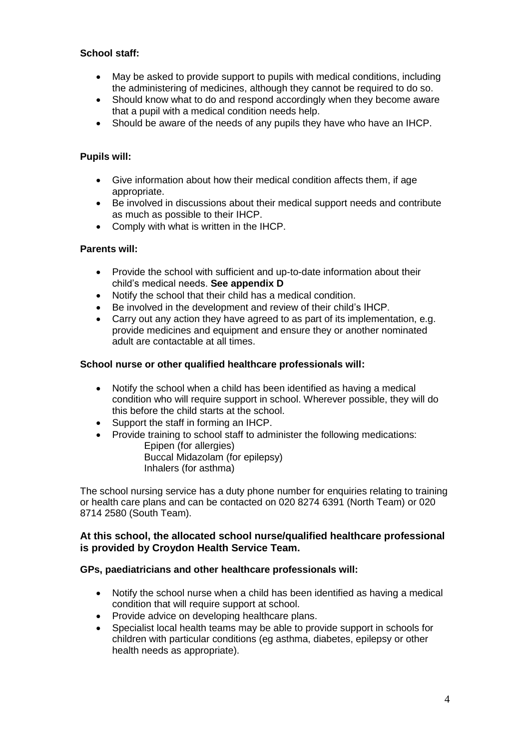**School staff:**

- May be asked to provide support to pupils with medical conditions, including the administering of medicines, although they cannot be required to do so.
- Should know what to do and respond accordingly when they become aware that a pupil with a medical condition needs help.
- Should be aware of the needs of any pupils they have who have an IHCP.

**Pupils will:**

- Give information about how their medical condition affects them, if age appropriate.
- Be involved in discussions about their medical support needs and contribute as much as possible to their IHCP.
- Comply with what is written in the IHCP.

**Parents will:**

- Provide the school with sufficient and up-to-date information about their child's medical needs. **See appendix D**
- Notify the school that their child has a medical condition.
- Be involved in the development and review of their child's IHCP.
- Carry out any action they have agreed to as part of its implementation, e.g. provide medicines and equipment and ensure they or another nominated adult are contactable at all times.

**School nurse or other qualified healthcare professionals will:**

- Notify the school when a child has been identified as having a medical condition who will require support in school. Wherever possible, they will do this before the child starts at the school.
- Support the staff in forming an IHCP.
- Provide training to school staff to administer the following medications:
  - Epipen (for allergies)
  - Buccal Midazolam (for epilepsy)
  - Inhalers (for asthma)

The school nursing service has a duty phone number for enquiries relating to training or health care plans and can be contacted on 020 8274 6391 (North Team) or 020 8714 2580 (South Team).

**At this school, the allocated school nurse/qualified healthcare professional is provided by Croydon Health Service Team.**

**GPs, paediatricians and other healthcare professionals will:**

- Notify the school nurse when a child has been identified as having a medical condition that will require support at school.
- Provide advice on developing healthcare plans.
- Specialist local health teams may be able to provide support in schools for children with particular conditions (eg asthma, diabetes, epilepsy or other health needs as appropriate).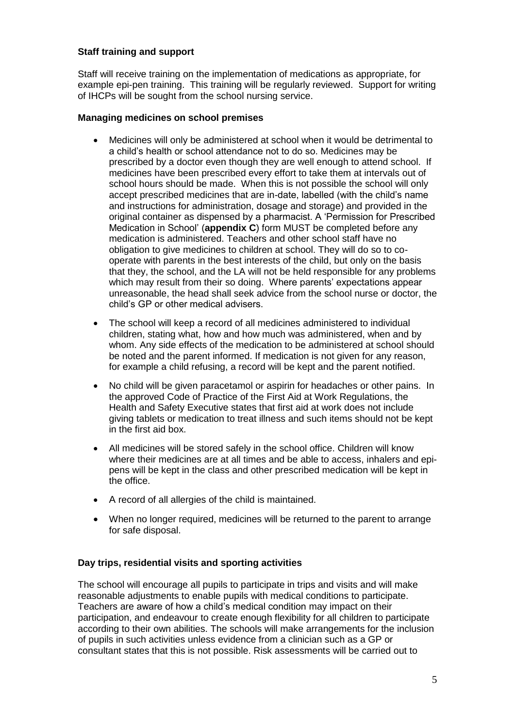**Staff training and support**

Staff will receive training on the implementation of medications as appropriate, for example epi-pen training. This training will be regularly reviewed. Support for writing of IHCPs will be sought from the school nursing service.

**Managing medicines on school premises**

- Medicines will only be administered at school when it would be detrimental to a child's health or school attendance not to do so. Medicines may be prescribed by a doctor even though they are well enough to attend school. If medicines have been prescribed every effort to take them at intervals out of school hours should be made. When this is not possible the school will only accept prescribed medicines that are in-date, labelled (with the child's name and instructions for administration, dosage and storage) and provided in the original container as dispensed by a pharmacist. A 'Permission for Prescribed Medication in School' (**appendix C**) form MUST be completed before any medication is administered. Teachers and other school staff have no obligation to give medicines to children at school. They will do so to co-operate with parents in the best interests of the child, but only on the basis that they, the school, and the LA will not be held responsible for any problems which may result from their so doing. Where parents' expectations appear unreasonable, the head shall seek advice from the school nurse or doctor, the child's GP or other medical advisers.
- The school will keep a record of all medicines administered to individual children, stating what, how and how much was administered, when and by whom. Any side effects of the medication to be administered at school should be noted and the parent informed. If medication is not given for any reason, for example a child refusing, a record will be kept and the parent notified.
- No child will be given paracetamol or aspirin for headaches or other pains. In the approved Code of Practice of the First Aid at Work Regulations, the Health and Safety Executive states that first aid at work does not include giving tablets or medication to treat illness and such items should not be kept in the first aid box.
- All medicines will be stored safely in the school office. Children will know where their medicines are at all times and be able to access, inhalers and epi-pens will be kept in the class and other prescribed medication will be kept in the office.
- A record of all allergies of the child is maintained.
- When no longer required, medicines will be returned to the parent to arrange for safe disposal.

**Day trips, residential visits and sporting activities**

The school will encourage all pupils to participate in trips and visits and will make reasonable adjustments to enable pupils with medical conditions to participate. Teachers are aware of how a child's medical condition may impact on their participation, and endeavour to create enough flexibility for all children to participate according to their own abilities. The schools will make arrangements for the inclusion of pupils in such activities unless evidence from a clinician such as a GP or consultant states that this is not possible. Risk assessments will be carried out to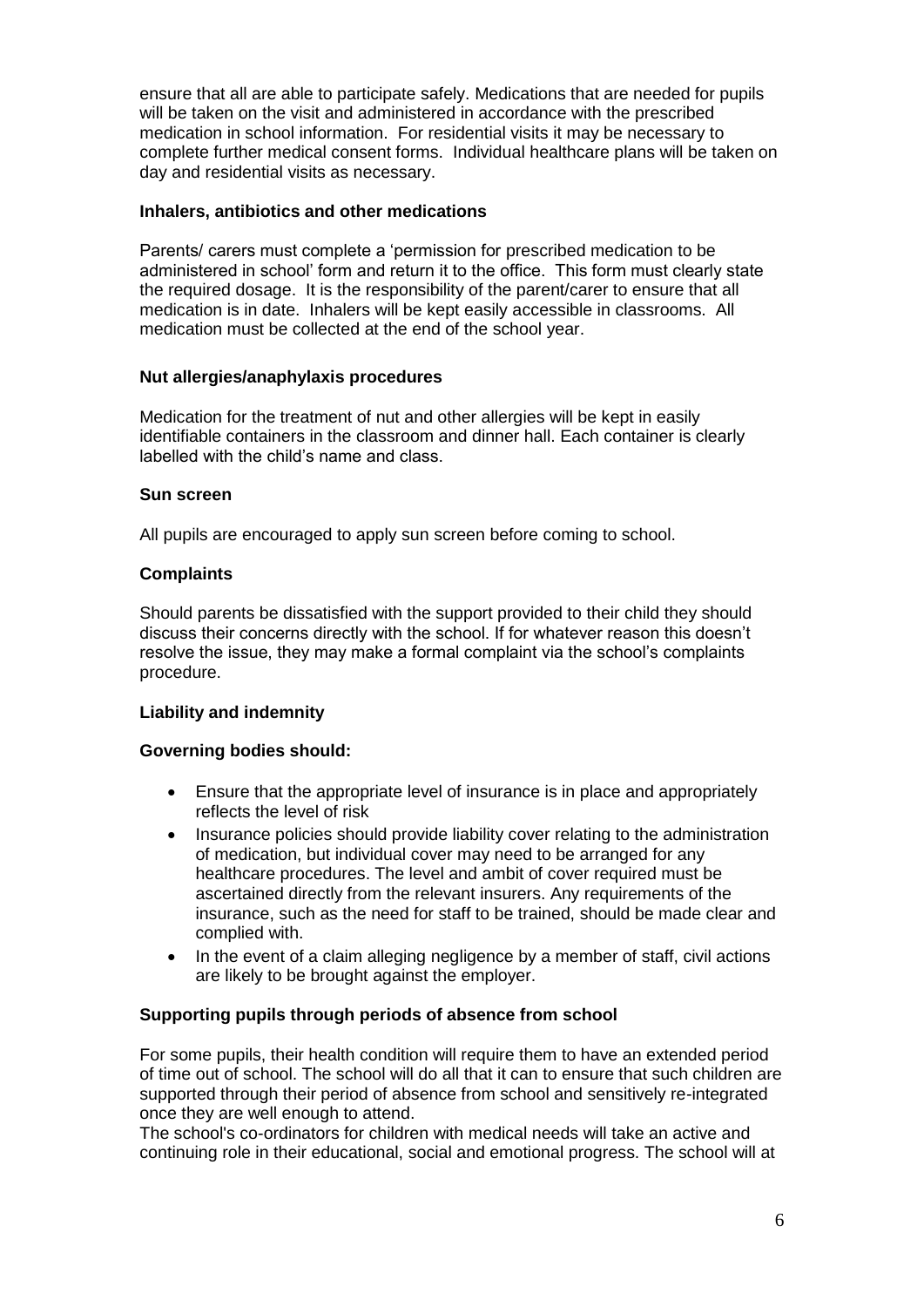ensure that all are able to participate safely. Medications that are needed for pupils will be taken on the visit and administered in accordance with the prescribed medication in school information. For residential visits it may be necessary to complete further medical consent forms. Individual healthcare plans will be taken on day and residential visits as necessary.

**Inhalers, antibiotics and other medications**

Parents/ carers must complete a 'permission for prescribed medication to be administered in school' form and return it to the office. This form must clearly state the required dosage. It is the responsibility of the parent/carer to ensure that all medication is in date. Inhalers will be kept easily accessible in classrooms. All medication must be collected at the end of the school year.

**Nut allergies/anaphylaxis procedures**

Medication for the treatment of nut and other allergies will be kept in easily identifiable containers in the classroom and dinner hall. Each container is clearly labelled with the child's name and class.

**Sun screen**

All pupils are encouraged to apply sun screen before coming to school.

**Complaints**

Should parents be dissatisfied with the support provided to their child they should discuss their concerns directly with the school. If for whatever reason this doesn't resolve the issue, they may make a formal complaint via the school's complaints procedure.

**Liability and indemnity**

**Governing bodies should:**

- Ensure that the appropriate level of insurance is in place and appropriately reflects the level of risk
- Insurance policies should provide liability cover relating to the administration of medication, but individual cover may need to be arranged for any healthcare procedures. The level and ambit of cover required must be ascertained directly from the relevant insurers. Any requirements of the insurance, such as the need for staff to be trained, should be made clear and complied with.
- In the event of a claim alleging negligence by a member of staff, civil actions are likely to be brought against the employer.

**Supporting pupils through periods of absence from school**

For some pupils, their health condition will require them to have an extended period of time out of school. The school will do all that it can to ensure that such children are supported through their period of absence from school and sensitively re-integrated once they are well enough to attend.

The school's co-ordinators for children with medical needs will take an active and continuing role in their educational, social and emotional progress. The school will at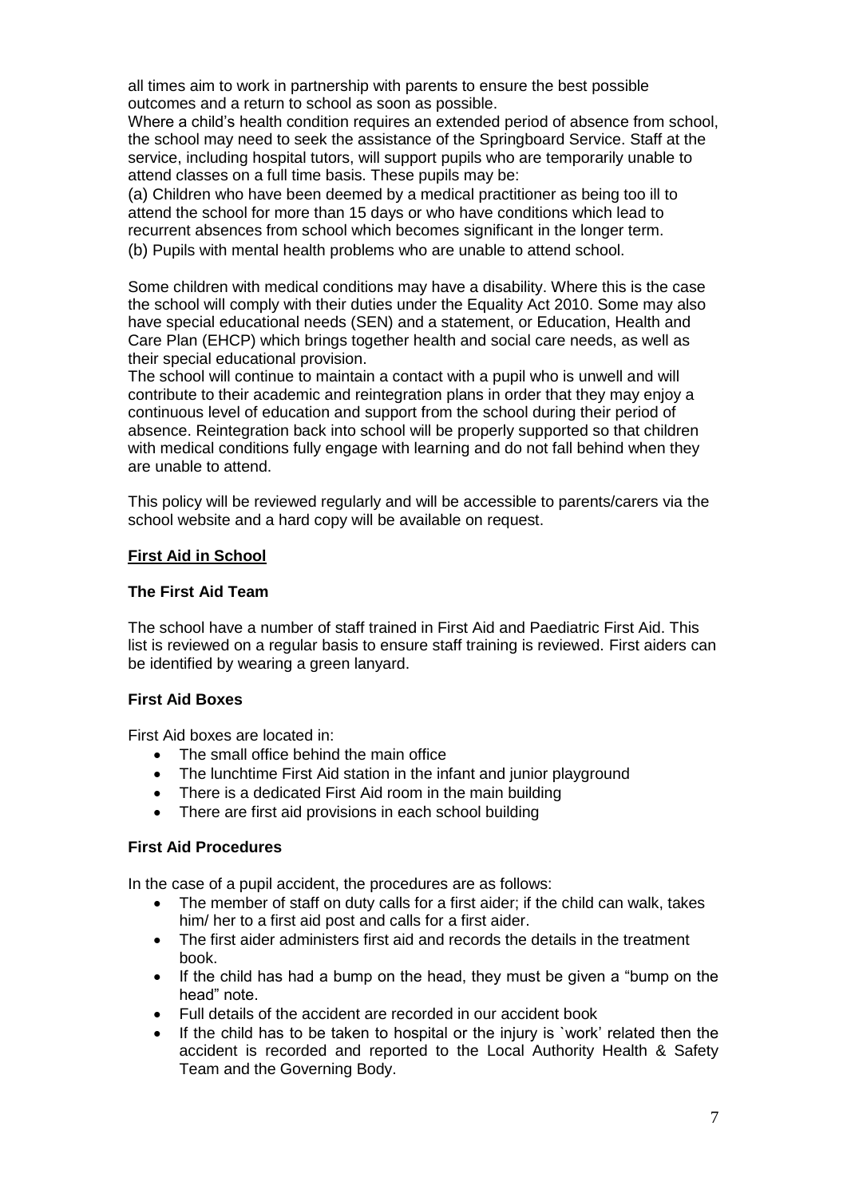all times aim to work in partnership with parents to ensure the best possible outcomes and a return to school as soon as possible.

Where a child's health condition requires an extended period of absence from school, the school may need to seek the assistance of the Springboard Service. Staff at the service, including hospital tutors, will support pupils who are temporarily unable to attend classes on a full time basis. These pupils may be:

(a) Children who have been deemed by a medical practitioner as being too ill to attend the school for more than 15 days or who have conditions which lead to recurrent absences from school which becomes significant in the longer term.

(b) Pupils with mental health problems who are unable to attend school.

Some children with medical conditions may have a disability. Where this is the case the school will comply with their duties under the Equality Act 2010. Some may also have special educational needs (SEN) and a statement, or Education, Health and Care Plan (EHCP) which brings together health and social care needs, as well as their special educational provision.

The school will continue to maintain a contact with a pupil who is unwell and will contribute to their academic and reintegration plans in order that they may enjoy a continuous level of education and support from the school during their period of absence. Reintegration back into school will be properly supported so that children with medical conditions fully engage with learning and do not fall behind when they are unable to attend.

This policy will be reviewed regularly and will be accessible to parents/carers via the school website and a hard copy will be available on request.

## First Aid in School

### The First Aid Team

The school have a number of staff trained in First Aid and Paediatric First Aid. This list is reviewed on a regular basis to ensure staff training is reviewed. First aiders can be identified by wearing a green lanyard.

### First Aid Boxes

First Aid boxes are located in:

- The small office behind the main office
- The lunchtime First Aid station in the infant and junior playground
- There is a dedicated First Aid room in the main building
- There are first aid provisions in each school building

### First Aid Procedures

In the case of a pupil accident, the procedures are as follows:

- The member of staff on duty calls for a first aider; if the child can walk, takes him/ her to a first aid post and calls for a first aider.
- The first aider administers first aid and records the details in the treatment book.
- If the child has had a bump on the head, they must be given a "bump on the head" note.
- Full details of the accident are recorded in our accident book
- If the child has to be taken to hospital or the injury is `work' related then the accident is recorded and reported to the Local Authority Health & Safety Team and the Governing Body.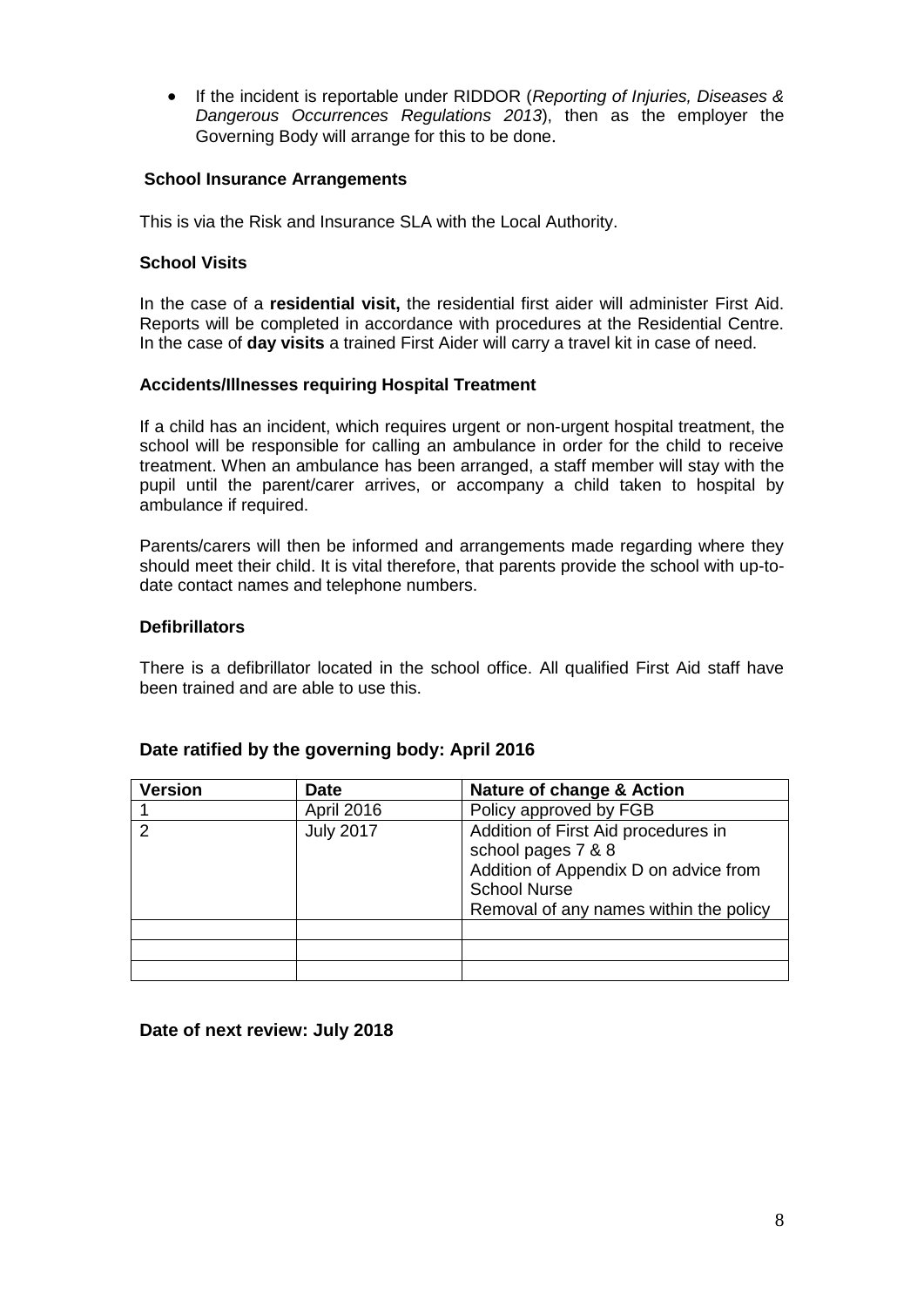- If the incident is reportable under RIDDOR (*Reporting of Injuries, Diseases & Dangerous Occurrences Regulations 2013*), then as the employer the Governing Body will arrange for this to be done.

**School Insurance Arrangements**

This is via the Risk and Insurance SLA with the Local Authority.

**School Visits**

In the case of a **residential visit,** the residential first aider will administer First Aid. Reports will be completed in accordance with procedures at the Residential Centre. In the case of **day visits** a trained First Aider will carry a travel kit in case of need.

**Accidents/Illnesses requiring Hospital Treatment**

If a child has an incident, which requires urgent or non-urgent hospital treatment, the school will be responsible for calling an ambulance in order for the child to receive treatment. When an ambulance has been arranged, a staff member will stay with the pupil until the parent/carer arrives, or accompany a child taken to hospital by ambulance if required.

Parents/carers will then be informed and arrangements made regarding where they should meet their child. It is vital therefore, that parents provide the school with up-to-date contact names and telephone numbers.

**Defibrillators**

There is a defibrillator located in the school office. All qualified First Aid staff have been trained and are able to use this.

**Date ratified by the governing body: April 2016**

| Version | Date | Nature of change & Action |
|---|---|---|
| 1 | April 2016 | Policy approved by FGB |
| 2 | July 2017 | Addition of First Aid procedures in school pages 7 & 8<br>Addition of Appendix D on advice from School Nurse<br>Removal of any names within the policy |
| | | |
| | | |
| | | |

**Date of next review: July 2018**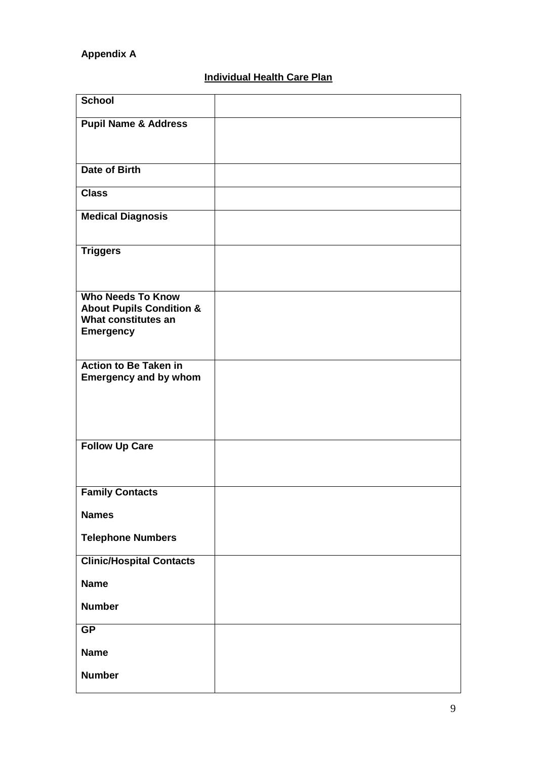**Appendix A**

## Individual Health Care Plan

| School | |
|---|---|
| **Pupil Name & Address** | |
| **Date of Birth** | |
| **Class** | |
| **Medical Diagnosis** | |
| **Triggers** | |
| **Who Needs To Know About Pupils Condition & What constitutes an Emergency** | |
| **Action to Be Taken in Emergency and by whom** | |
| **Follow Up Care** | |
| **Family Contacts**<br><br>**Names**<br><br>**Telephone Numbers** | |
| **Clinic/Hospital Contacts**<br><br>**Name**<br><br>**Number** | |
| **GP**<br><br>**Name**<br><br>**Number** | |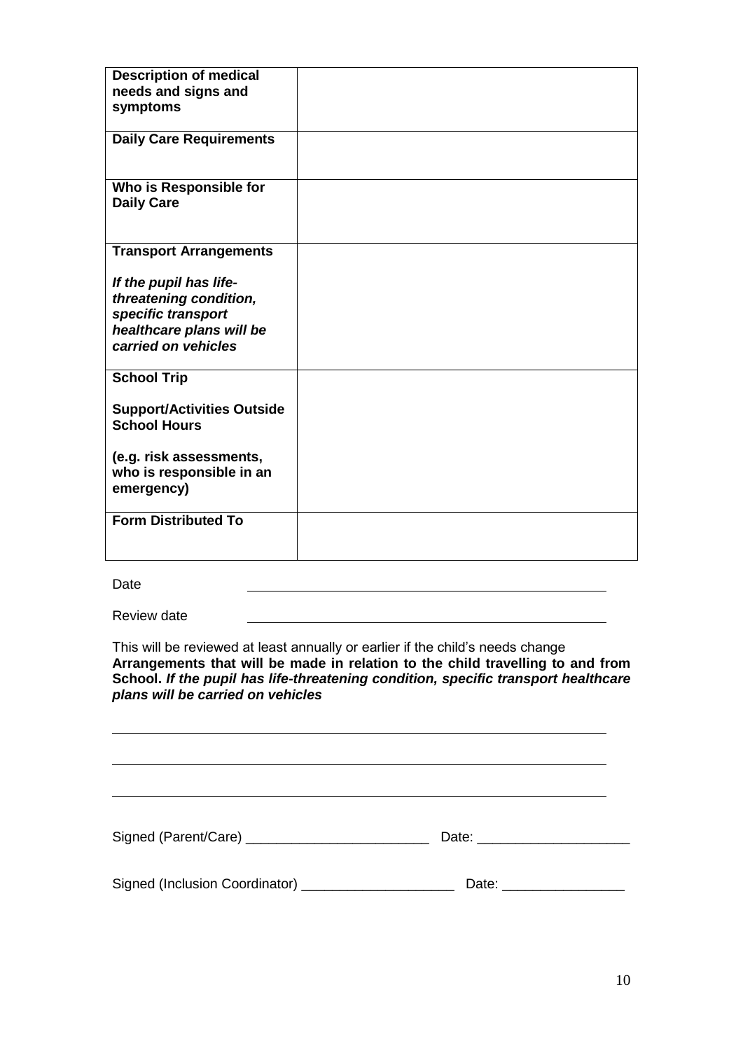| **Description of medical needs and signs and symptoms** | |
|---|---|
| **Daily Care Requirements** | |
| **Who is Responsible for Daily Care** | |
| **Transport Arrangements**<br><br>***If the pupil has life-threatening condition, specific transport healthcare plans will be carried on vehicles*** | |
| **School Trip**<br><br>**Support/Activities Outside School Hours**<br><br>**(e.g. risk assessments, who is responsible in an emergency)** | |
| **Form Distributed To** | |

Date ______________________________

Review date ______________________________

This will be reviewed at least annually or earlier if the child's needs change
**Arrangements that will be made in relation to the child travelling to and from School.** ***If the pupil has life-threatening condition, specific transport healthcare plans will be carried on vehicles***

______________________________

______________________________

______________________________

Signed (Parent/Care) ________________________ Date: ____________________

Signed (Inclusion Coordinator) ____________________ Date: ________________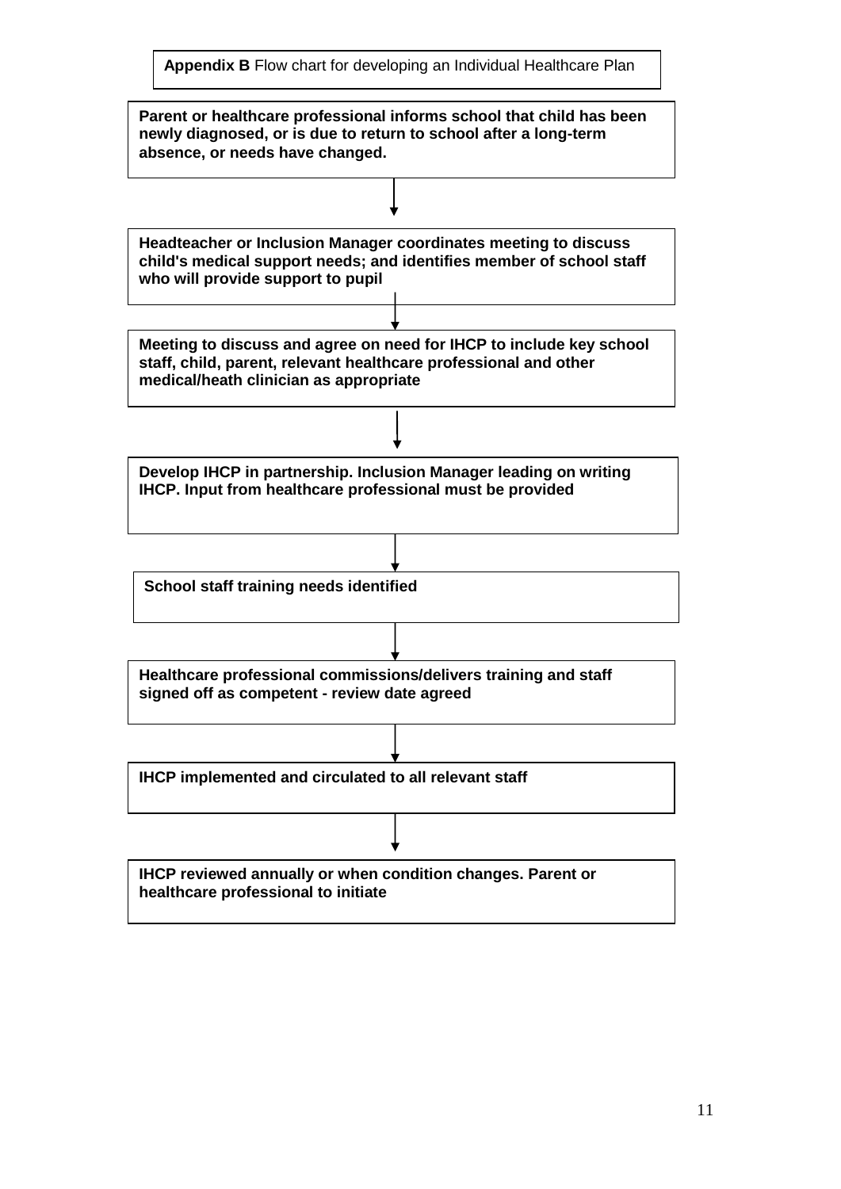**Appendix B** Flow chart for developing an Individual Healthcare Plan

**Parent or healthcare professional informs school that child has been newly diagnosed, or is due to return to school after a long-term absence, or needs have changed.**

↓

**Headteacher or Inclusion Manager coordinates meeting to discuss child's medical support needs; and identifies member of school staff who will provide support to pupil**

↓

**Meeting to discuss and agree on need for IHCP to include key school staff, child, parent, relevant healthcare professional and other medical/heath clinician as appropriate**

↓

**Develop IHCP in partnership. Inclusion Manager leading on writing IHCP. Input from healthcare professional must be provided**

↓

**School staff training needs identified**

↓

**Healthcare professional commissions/delivers training and staff signed off as competent - review date agreed**

↓

**IHCP implemented and circulated to all relevant staff**

↓

**IHCP reviewed annually or when condition changes. Parent or healthcare professional to initiate**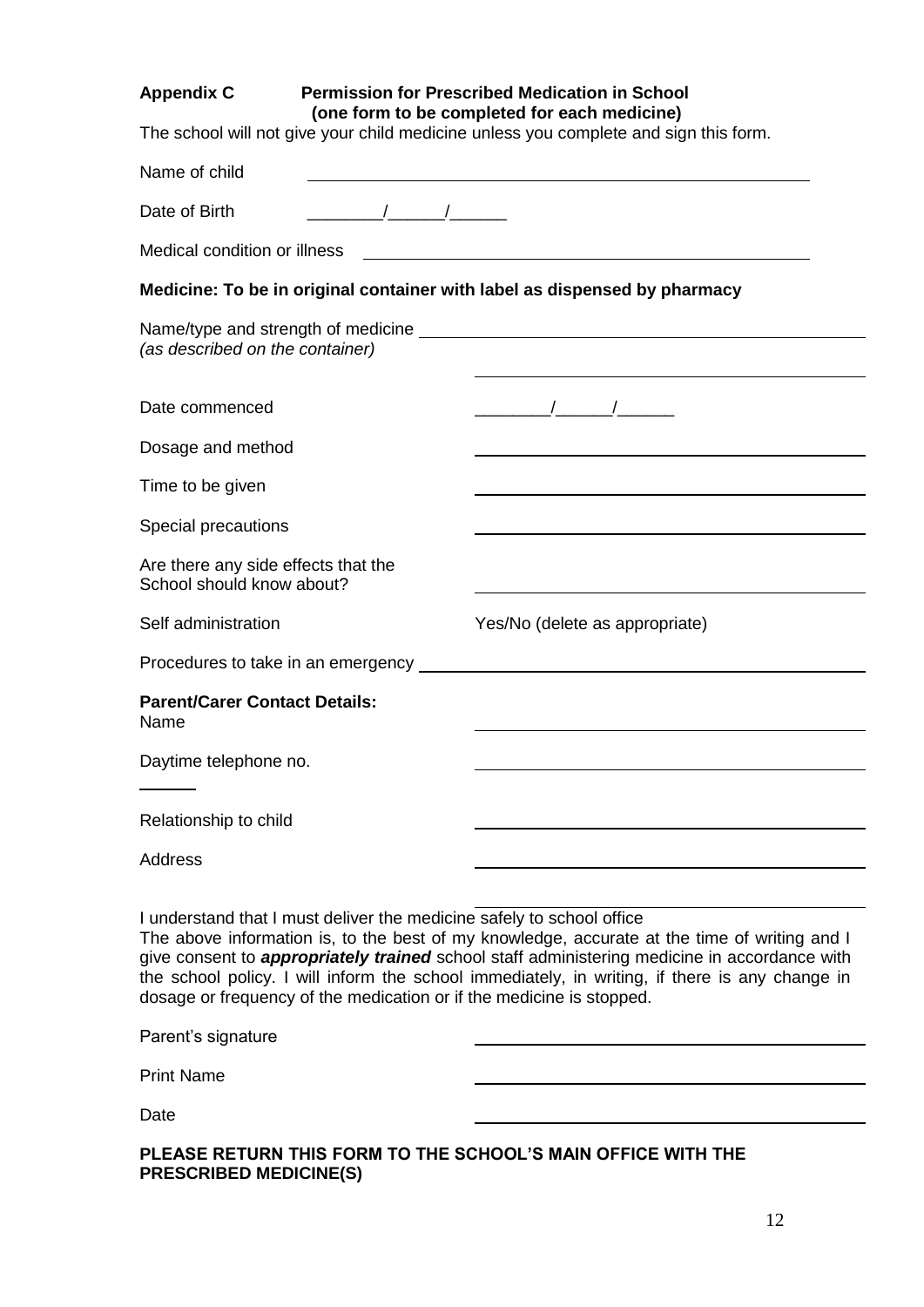**Appendix C** **Permission for Prescribed Medication in School**
**(one form to be completed for each medicine)**

The school will not give your child medicine unless you complete and sign this form.

Name of child ____________________________________________

Date of Birth ________/______/______

Medical condition or illness ____________________________________________

**Medicine: To be in original container with label as dispensed by pharmacy**

Name/type and strength of medicine ____________________________________________
*(as described on the container)*

____________________________________________

Date commenced ________/______/______

Dosage and method ____________________________________________

Time to be given ____________________________________________

Special precautions ____________________________________________

Are there any side effects that the School should know about? ____________________________________________

Self administration Yes/No (delete as appropriate)

Procedures to take in an emergency ____________________________________________

**Parent/Carer Contact Details:**

Name ____________________________________________

Daytime telephone no. ____________________________________________

Relationship to child ____________________________________________

Address ____________________________________________

____________________________________________

I understand that I must deliver the medicine safely to school office

The above information is, to the best of my knowledge, accurate at the time of writing and I give consent to ***appropriately trained*** school staff administering medicine in accordance with the school policy. I will inform the school immediately, in writing, if there is any change in dosage or frequency of the medication or if the medicine is stopped.

Parent's signature ____________________________________________

Print Name ____________________________________________

Date ____________________________________________

**PLEASE RETURN THIS FORM TO THE SCHOOL'S MAIN OFFICE WITH THE PRESCRIBED MEDICINE(S)**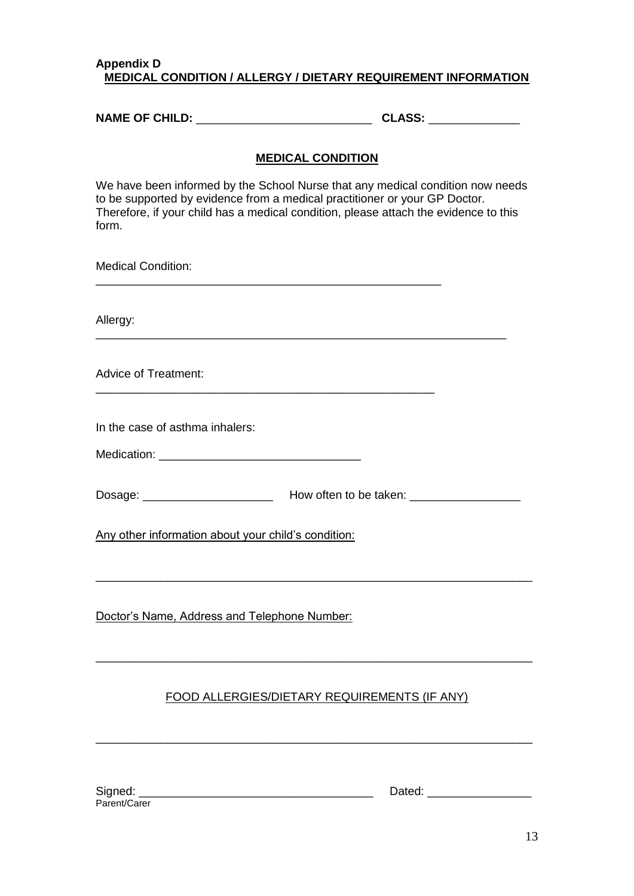**Appendix D**

## MEDICAL CONDITION / ALLERGY / DIETARY REQUIREMENT INFORMATION

**NAME OF CHILD:** ___________________________ **CLASS:** ______________

### MEDICAL CONDITION

We have been informed by the School Nurse that any medical condition now needs to be supported by evidence from a medical practitioner or your GP Doctor. Therefore, if your child has a medical condition, please attach the evidence to this form.

Medical Condition:

_______________________________________________________

Allergy:

_________________________________________________________________

Advice of Treatment:

______________________________________________________

In the case of asthma inhalers:

Medication: _______________________________

Dosage: ____________________ How often to be taken: _________________

Any other information about your child's condition:

______________________________________________________________________

Doctor's Name, Address and Telephone Number:

______________________________________________________________________

FOOD ALLERGIES/DIETARY REQUIREMENTS (IF ANY)

______________________________________________________________________

Signed: ____________________________________ Dated: ________________

Parent/Carer